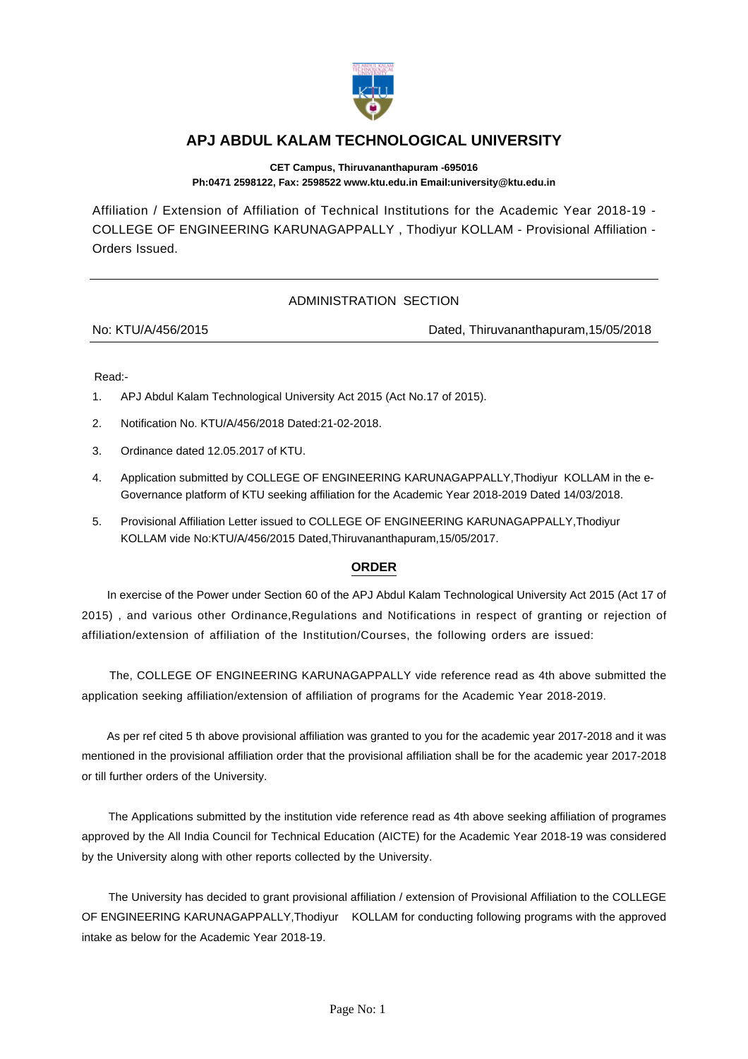# APJ ABDUL KALAM TECHNOLOGICAL UNIVERSITY

**CET Campus, Thiruvananthapuram -695016**
**Ph:0471 2598122, Fax: 2598522 www.ktu.edu.in Email:university@ktu.edu.in**

Affiliation / Extension of Affiliation of Technical Institutions for the Academic Year 2018-19 - COLLEGE OF ENGINEERING KARUNAGAPPALLY , Thodiyur KOLLAM - Provisional Affiliation - Orders Issued.

---

ADMINISTRATION SECTION

No: KTU/A/456/2015 Dated, Thiruvananthapuram,15/05/2018

---

Read:-

1. APJ Abdul Kalam Technological University Act 2015 (Act No.17 of 2015).
2. Notification No. KTU/A/456/2018 Dated:21-02-2018.
3. Ordinance dated 12.05.2017 of KTU.
4. Application submitted by COLLEGE OF ENGINEERING KARUNAGAPPALLY,Thodiyur KOLLAM in the e-Governance platform of KTU seeking affiliation for the Academic Year 2018-2019 Dated 14/03/2018.
5. Provisional Affiliation Letter issued to COLLEGE OF ENGINEERING KARUNAGAPPALLY,Thodiyur KOLLAM vide No:KTU/A/456/2015 Dated,Thiruvananthapuram,15/05/2017.

**ORDER**

In exercise of the Power under Section 60 of the APJ Abdul Kalam Technological University Act 2015 (Act 17 of 2015) , and various other Ordinance,Regulations and Notifications in respect of granting or rejection of affiliation/extension of affiliation of the Institution/Courses, the following orders are issued:

The, COLLEGE OF ENGINEERING KARUNAGAPPALLY vide reference read as 4th above submitted the application seeking affiliation/extension of affiliation of programs for the Academic Year 2018-2019.

As per ref cited 5 th above provisional affiliation was granted to you for the academic year 2017-2018 and it was mentioned in the provisional affiliation order that the provisional affiliation shall be for the academic year 2017-2018 or till further orders of the University.

The Applications submitted by the institution vide reference read as 4th above seeking affiliation of programes approved by the All India Council for Technical Education (AICTE) for the Academic Year 2018-19 was considered by the University along with other reports collected by the University.

The University has decided to grant provisional affiliation / extension of Provisional Affiliation to the COLLEGE OF ENGINEERING KARUNAGAPPALLY,Thodiyur KOLLAM for conducting following programs with the approved intake as below for the Academic Year 2018-19.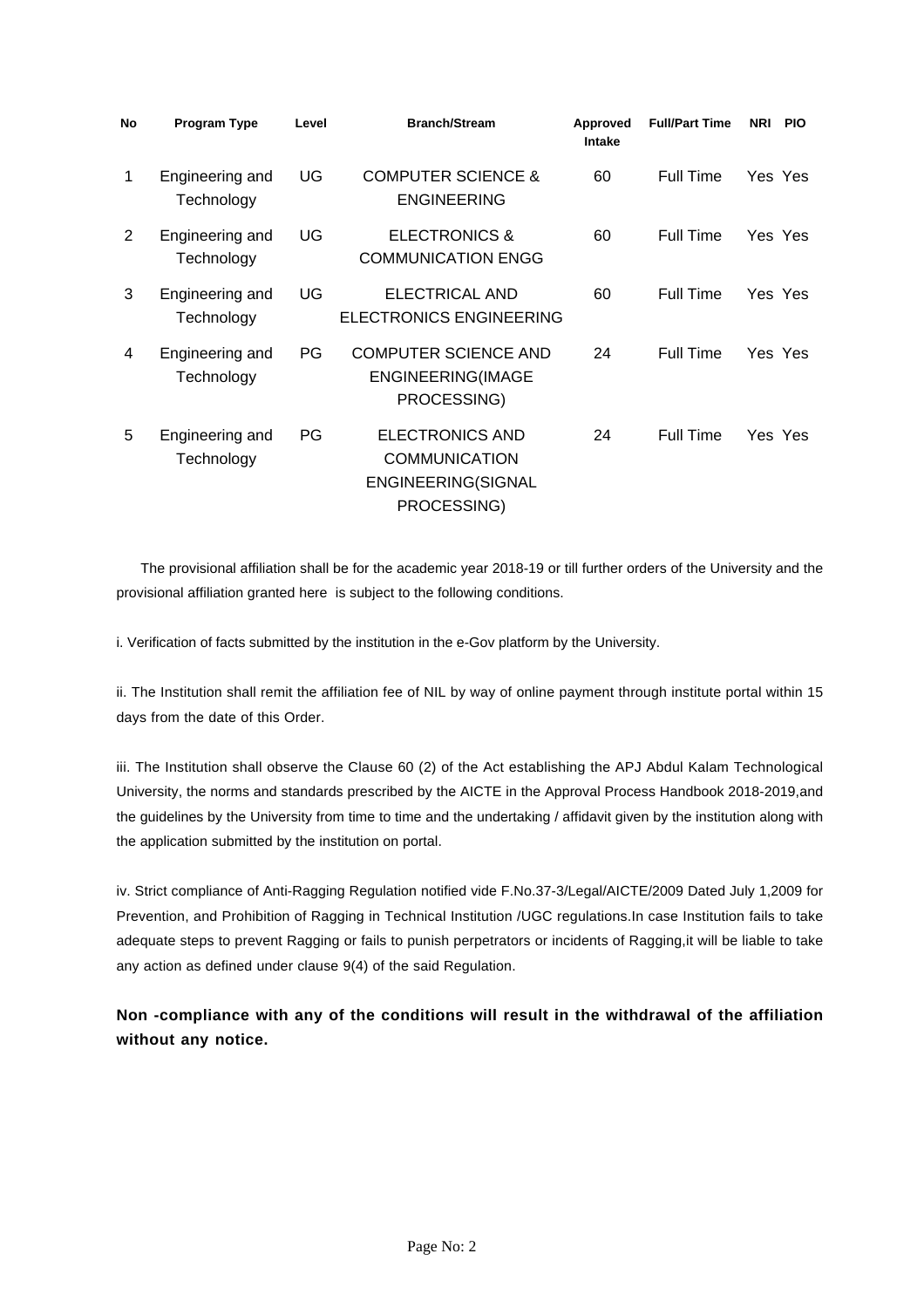| No | Program Type | Level | Branch/Stream | Approved Intake | Full/Part Time | NRI | PIO |
|---|---|---|---|---|---|---|---|
| 1 | Engineering and Technology | UG | COMPUTER SCIENCE & ENGINEERING | 60 | Full Time | Yes | Yes |
| 2 | Engineering and Technology | UG | ELECTRONICS & COMMUNICATION ENGG | 60 | Full Time | Yes | Yes |
| 3 | Engineering and Technology | UG | ELECTRICAL AND ELECTRONICS ENGINEERING | 60 | Full Time | Yes | Yes |
| 4 | Engineering and Technology | PG | COMPUTER SCIENCE AND ENGINEERING(IMAGE PROCESSING) | 24 | Full Time | Yes | Yes |
| 5 | Engineering and Technology | PG | ELECTRONICS AND COMMUNICATION ENGINEERING(SIGNAL PROCESSING) | 24 | Full Time | Yes | Yes |

The provisional affiliation shall be for the academic year 2018-19 or till further orders of the University and the provisional affiliation granted here is subject to the following conditions.

i. Verification of facts submitted by the institution in the e-Gov platform by the University.

ii. The Institution shall remit the affiliation fee of NIL by way of online payment through institute portal within 15 days from the date of this Order.

iii. The Institution shall observe the Clause 60 (2) of the Act establishing the APJ Abdul Kalam Technological University, the norms and standards prescribed by the AICTE in the Approval Process Handbook 2018-2019,and the guidelines by the University from time to time and the undertaking / affidavit given by the institution along with the application submitted by the institution on portal.

iv. Strict compliance of Anti-Ragging Regulation notified vide F.No.37-3/Legal/AICTE/2009 Dated July 1,2009 for Prevention, and Prohibition of Ragging in Technical Institution /UGC regulations.In case Institution fails to take adequate steps to prevent Ragging or fails to punish perpetrators or incidents of Ragging,it will be liable to take any action as defined under clause 9(4) of the said Regulation.

**Non -compliance with any of the conditions will result in the withdrawal of the affiliation without any notice.**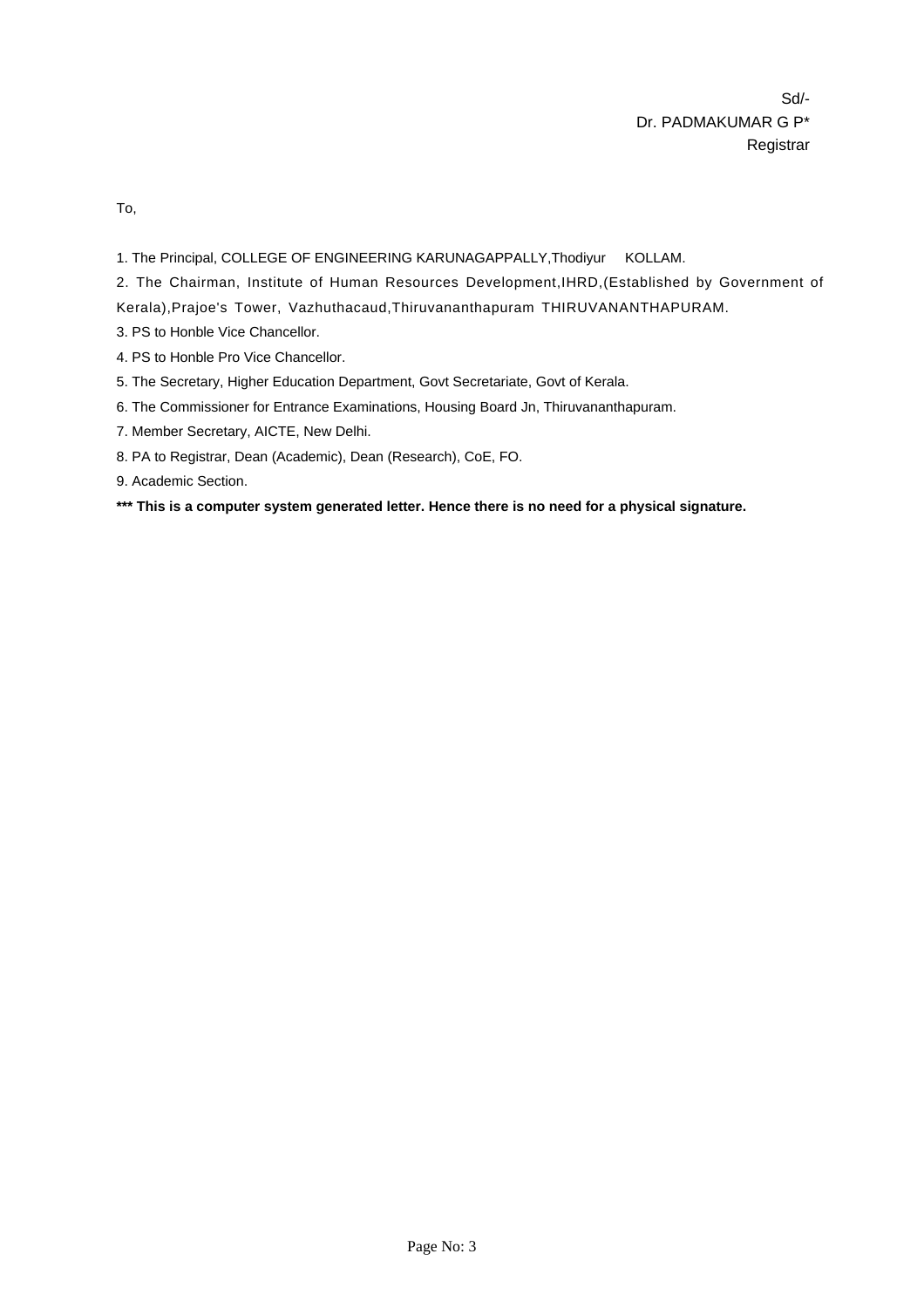Sd/-
Dr. PADMAKUMAR G P*
Registrar

To,

1. The Principal, COLLEGE OF ENGINEERING KARUNAGAPPALLY,Thodiyur KOLLAM.
2. The Chairman, Institute of Human Resources Development,IHRD,(Established by Government of Kerala),Prajoe's Tower, Vazhuthacaud,Thiruvananthapuram THIRUVANANTHAPURAM.
3. PS to Honble Vice Chancellor.
4. PS to Honble Pro Vice Chancellor.
5. The Secretary, Higher Education Department, Govt Secretariate, Govt of Kerala.
6. The Commissioner for Entrance Examinations, Housing Board Jn, Thiruvananthapuram.
7. Member Secretary, AICTE, New Delhi.
8. PA to Registrar, Dean (Academic), Dean (Research), CoE, FO.
9. Academic Section.

**\*\*\* This is a computer system generated letter. Hence there is no need for a physical signature.**